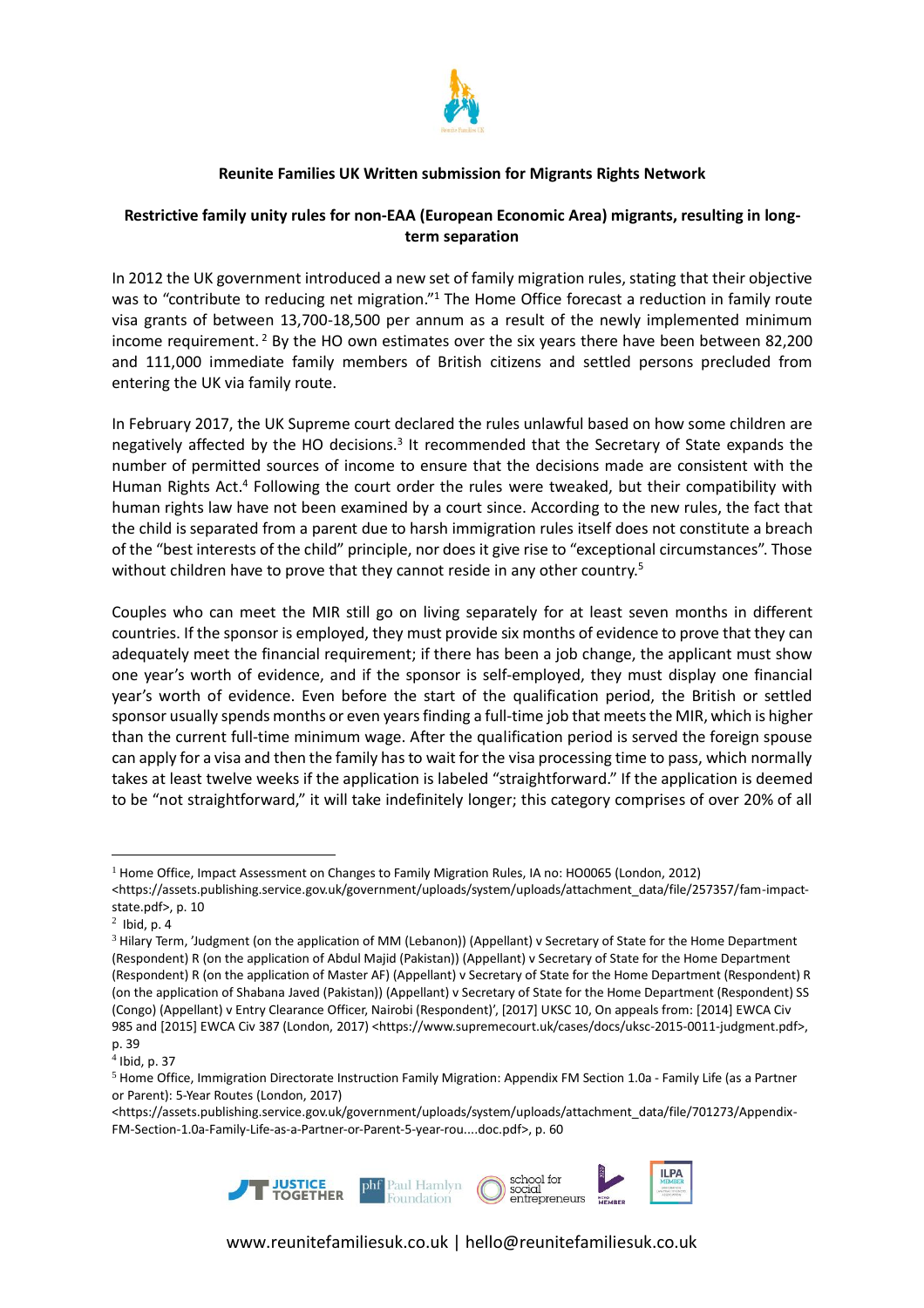**Reunite Families UK Written submission for Migrants Rights Network**

**Restrictive family unity rules for non-EAA (European Economic Area) migrants, resulting in long-term separation**

In 2012 the UK government introduced a new set of family migration rules, stating that their objective was to "contribute to reducing net migration."[1] The Home Office forecast a reduction in family route visa grants of between 13,700-18,500 per annum as a result of the newly implemented minimum income requirement.[2] By the HO own estimates over the six years there have been between 82,200 and 111,000 immediate family members of British citizens and settled persons precluded from entering the UK via family route.

In February 2017, the UK Supreme court declared the rules unlawful based on how some children are negatively affected by the HO decisions.[3] It recommended that the Secretary of State expands the number of permitted sources of income to ensure that the decisions made are consistent with the Human Rights Act.[4] Following the court order the rules were tweaked, but their compatibility with human rights law have not been examined by a court since. According to the new rules, the fact that the child is separated from a parent due to harsh immigration rules itself does not constitute a breach of the "best interests of the child" principle, nor does it give rise to "exceptional circumstances". Those without children have to prove that they cannot reside in any other country.[5]

Couples who can meet the MIR still go on living separately for at least seven months in different countries. If the sponsor is employed, they must provide six months of evidence to prove that they can adequately meet the financial requirement; if there has been a job change, the applicant must show one year's worth of evidence, and if the sponsor is self-employed, they must display one financial year's worth of evidence. Even before the start of the qualification period, the British or settled sponsor usually spends months or even years finding a full-time job that meets the MIR, which is higher than the current full-time minimum wage. After the qualification period is served the foreign spouse can apply for a visa and then the family has to wait for the visa processing time to pass, which normally takes at least twelve weeks if the application is labeled "straightforward." If the application is deemed to be "not straightforward," it will take indefinitely longer; this category comprises of over 20% of all

---

[1] Home Office, Impact Assessment on Changes to Family Migration Rules, IA no: HO0065 (London, 2012) <https://assets.publishing.service.gov.uk/government/uploads/system/uploads/attachment_data/file/257357/fam-impact-state.pdf>, p. 10

[2] Ibid, p. 4

[3] Hilary Term, 'Judgment (on the application of MM (Lebanon)) (Appellant) v Secretary of State for the Home Department (Respondent) R (on the application of Abdul Majid (Pakistan)) (Appellant) v Secretary of State for the Home Department (Respondent) R (on the application of Master AF) (Appellant) v Secretary of State for the Home Department (Respondent) R (on the application of Shabana Javed (Pakistan)) (Appellant) v Secretary of State for the Home Department (Respondent) SS (Congo) (Appellant) v Entry Clearance Officer, Nairobi (Respondent)', [2017] UKSC 10, On appeals from: [2014] EWCA Civ 985 and [2015] EWCA Civ 387 (London, 2017) <https://www.supremecourt.uk/cases/docs/uksc-2015-0011-judgment.pdf>, p. 39

[4] Ibid, p. 37

[5] Home Office, Immigration Directorate Instruction Family Migration: Appendix FM Section 1.0a - Family Life (as a Partner or Parent): 5-Year Routes (London, 2017) <https://assets.publishing.service.gov.uk/government/uploads/system/uploads/attachment_data/file/701273/Appendix-FM-Section-1.0a-Family-Life-as-a-Partner-or-Parent-5-year-rou....doc.pdf>, p. 60

www.reunitefamiliesuk.co.uk | hello@reunitefamiliesuk.co.uk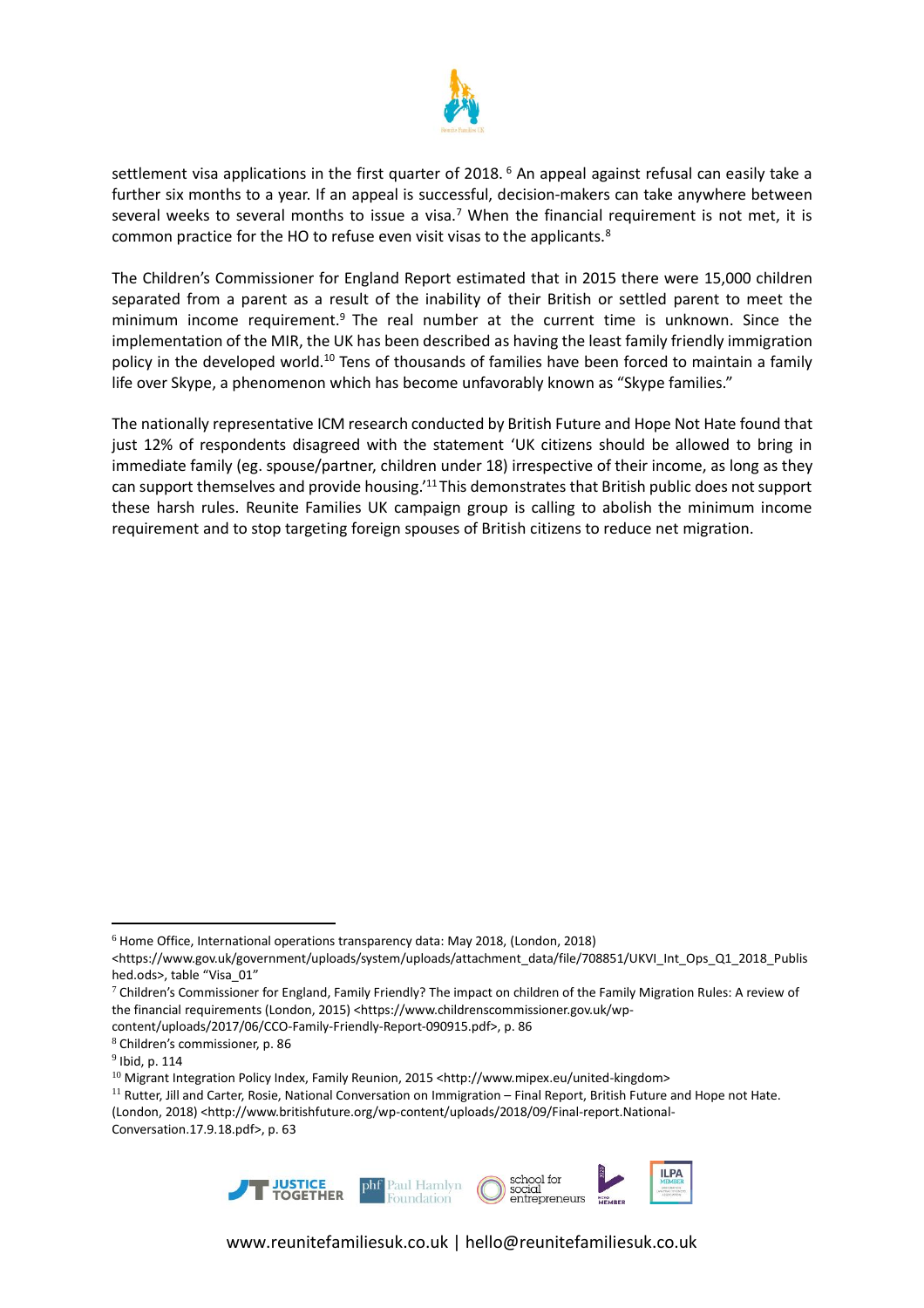settlement visa applications in the first quarter of 2018. [6] An appeal against refusal can easily take a further six months to a year. If an appeal is successful, decision-makers can take anywhere between several weeks to several months to issue a visa.[7] When the financial requirement is not met, it is common practice for the HO to refuse even visit visas to the applicants.[8]

The Children's Commissioner for England Report estimated that in 2015 there were 15,000 children separated from a parent as a result of the inability of their British or settled parent to meet the minimum income requirement.[9] The real number at the current time is unknown. Since the implementation of the MIR, the UK has been described as having the least family friendly immigration policy in the developed world.[10] Tens of thousands of families have been forced to maintain a family life over Skype, a phenomenon which has become unfavorably known as "Skype families."

The nationally representative ICM research conducted by British Future and Hope Not Hate found that just 12% of respondents disagreed with the statement 'UK citizens should be allowed to bring in immediate family (eg. spouse/partner, children under 18) irrespective of their income, as long as they can support themselves and provide housing.'[11] This demonstrates that British public does not support these harsh rules. Reunite Families UK campaign group is calling to abolish the minimum income requirement and to stop targeting foreign spouses of British citizens to reduce net migration.

---

[6] Home Office, International operations transparency data: May 2018, (London, 2018) <https://www.gov.uk/government/uploads/system/uploads/attachment_data/file/708851/UKVI_Int_Ops_Q1_2018_Published.ods>, table "Visa_01"

[7] Children's Commissioner for England, Family Friendly? The impact on children of the Family Migration Rules: A review of the financial requirements (London, 2015) <https://www.childrenscommissioner.gov.uk/wp-content/uploads/2017/06/CCO-Family-Friendly-Report-090915.pdf>, p. 86

[8] Children's commissioner, p. 86

[9] Ibid, p. 114

[10] Migrant Integration Policy Index, Family Reunion, 2015 <http://www.mipex.eu/united-kingdom>

[11] Rutter, Jill and Carter, Rosie, National Conversation on Immigration – Final Report, British Future and Hope not Hate. (London, 2018) <http://www.britishfuture.org/wp-content/uploads/2018/09/Final-report.National-Conversation.17.9.18.pdf>, p. 63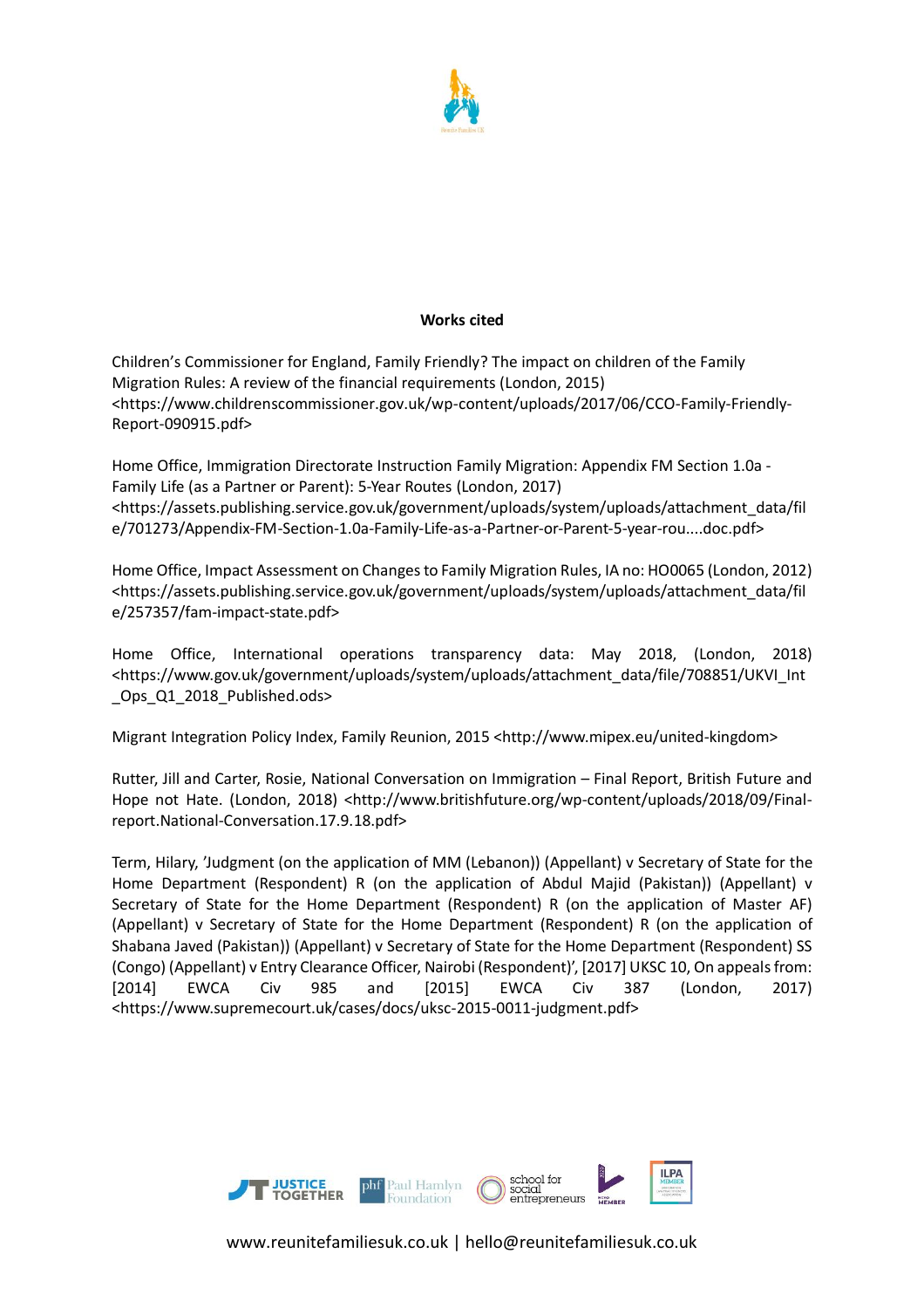**Works cited**

Children's Commissioner for England, Family Friendly? The impact on children of the Family Migration Rules: A review of the financial requirements (London, 2015) <https://www.childrenscommissioner.gov.uk/wp-content/uploads/2017/06/CCO-Family-Friendly-Report-090915.pdf>

Home Office, Immigration Directorate Instruction Family Migration: Appendix FM Section 1.0a - Family Life (as a Partner or Parent): 5-Year Routes (London, 2017) <https://assets.publishing.service.gov.uk/government/uploads/system/uploads/attachment_data/file/701273/Appendix-FM-Section-1.0a-Family-Life-as-a-Partner-or-Parent-5-year-rou....doc.pdf>

Home Office, Impact Assessment on Changes to Family Migration Rules, IA no: HO0065 (London, 2012) <https://assets.publishing.service.gov.uk/government/uploads/system/uploads/attachment_data/file/257357/fam-impact-state.pdf>

Home Office, International operations transparency data: May 2018, (London, 2018) <https://www.gov.uk/government/uploads/system/uploads/attachment_data/file/708851/UKVI_Int_Ops_Q1_2018_Published.ods>

Migrant Integration Policy Index, Family Reunion, 2015 <http://www.mipex.eu/united-kingdom>

Rutter, Jill and Carter, Rosie, National Conversation on Immigration – Final Report, British Future and Hope not Hate. (London, 2018) <http://www.britishfuture.org/wp-content/uploads/2018/09/Final-report.National-Conversation.17.9.18.pdf>

Term, Hilary, 'Judgment (on the application of MM (Lebanon)) (Appellant) v Secretary of State for the Home Department (Respondent) R (on the application of Abdul Majid (Pakistan)) (Appellant) v Secretary of State for the Home Department (Respondent) R (on the application of Master AF) (Appellant) v Secretary of State for the Home Department (Respondent) R (on the application of Shabana Javed (Pakistan)) (Appellant) v Secretary of State for the Home Department (Respondent) SS (Congo) (Appellant) v Entry Clearance Officer, Nairobi (Respondent)', [2017] UKSC 10, On appeals from: [2014] EWCA Civ 985 and [2015] EWCA Civ 387 (London, 2017) <https://www.supremecourt.uk/cases/docs/uksc-2015-0011-judgment.pdf>

www.reunitefamiliesuk.co.uk | hello@reunitefamiliesuk.co.uk